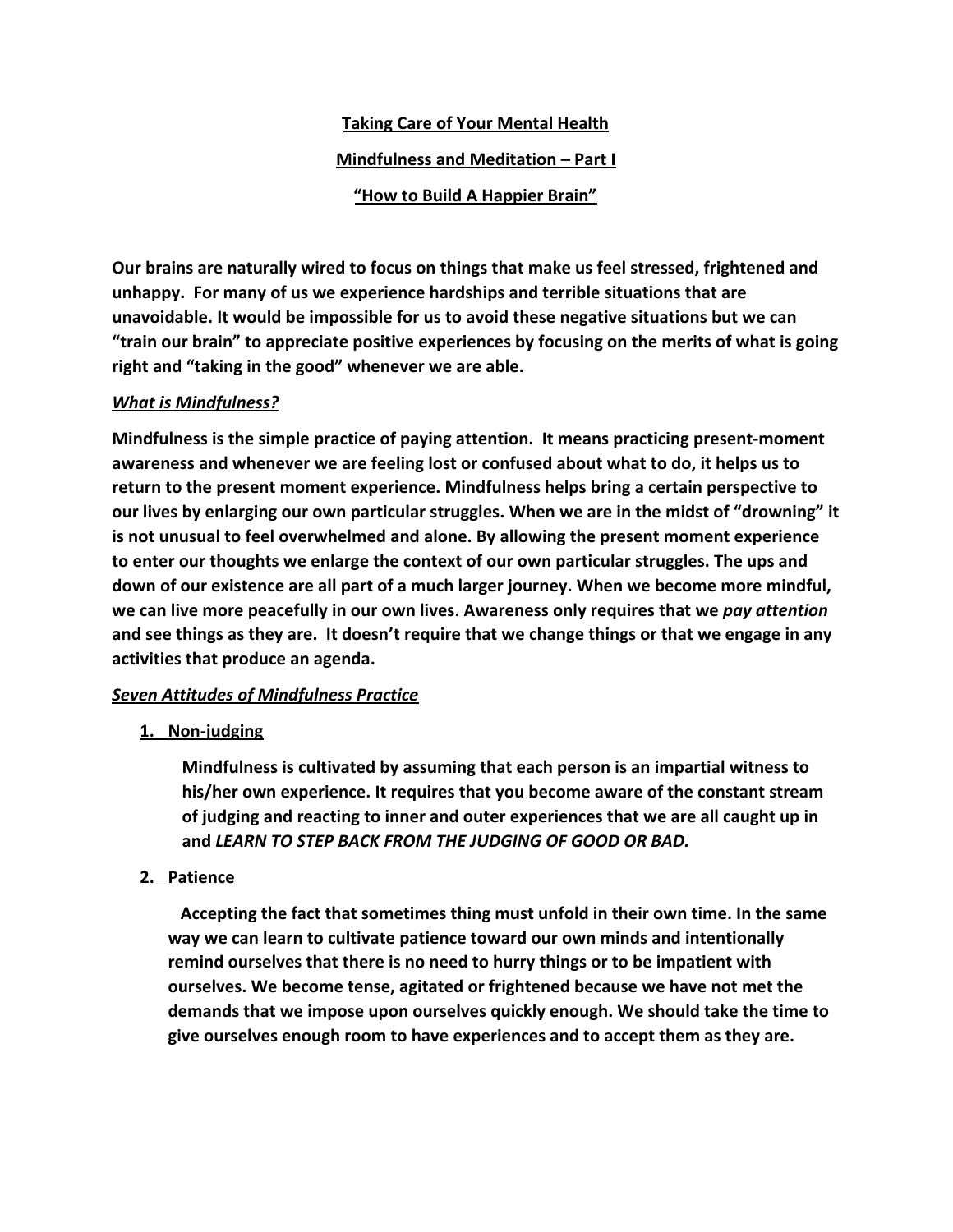**Taking Care of Your Mental Health**

**Mindfulness and Meditation – Part I**

**"How to Build A Happier Brain"**

**Our brains are naturally wired to focus on things that make us feel stressed, frightened and unhappy. For many of us we experience hardships and terrible situations that are unavoidable. It would be impossible for us to avoid these negative situations but we can "train our brain" to appreciate positive experiences by focusing on the merits of what is going right and "taking in the good" whenever we are able.**

***What is Mindfulness?***

**Mindfulness is the simple practice of paying attention. It means practicing present-moment awareness and whenever we are feeling lost or confused about what to do, it helps us to return to the present moment experience. Mindfulness helps bring a certain perspective to our lives by enlarging our own particular struggles. When we are in the midst of "drowning" it is not unusual to feel overwhelmed and alone. By allowing the present moment experience to enter our thoughts we enlarge the context of our own particular struggles. The ups and down of our existence are all part of a much larger journey. When we become more mindful, we can live more peacefully in our own lives. Awareness only requires that we *pay attention* and see things as they are. It doesn't require that we change things or that we engage in any activities that produce an agenda.**

***Seven Attitudes of Mindfulness Practice***

1. **Non-judging**

   **Mindfulness is cultivated by assuming that each person is an impartial witness to his/her own experience. It requires that you become aware of the constant stream of judging and reacting to inner and outer experiences that we are all caught up in and *LEARN TO STEP BACK FROM THE JUDGING OF GOOD OR BAD.***

2. **Patience**

   **Accepting the fact that sometimes thing must unfold in their own time. In the same way we can learn to cultivate patience toward our own minds and intentionally remind ourselves that there is no need to hurry things or to be impatient with ourselves. We become tense, agitated or frightened because we have not met the demands that we impose upon ourselves quickly enough. We should take the time to give ourselves enough room to have experiences and to accept them as they are.**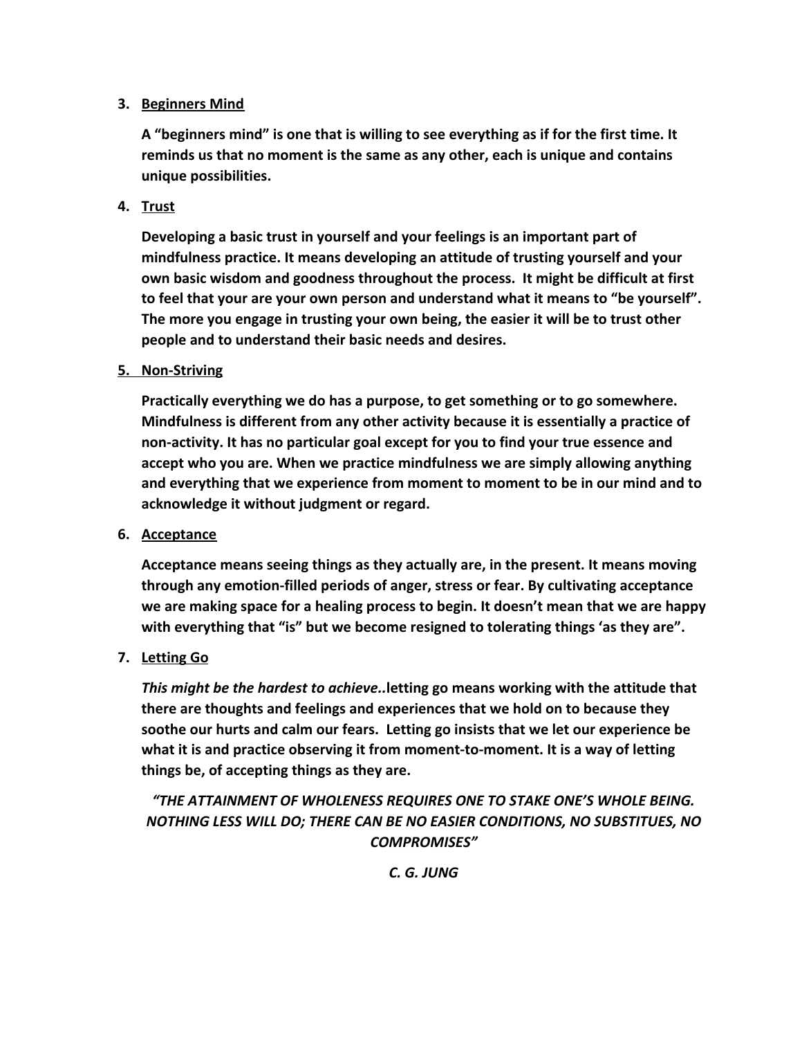3. **Beginners Mind**

   **A "beginners mind" is one that is willing to see everything as if for the first time. It reminds us that no moment is the same as any other, each is unique and contains unique possibilities.**

4. **Trust**

   **Developing a basic trust in yourself and your feelings is an important part of mindfulness practice. It means developing an attitude of trusting yourself and your own basic wisdom and goodness throughout the process. It might be difficult at first to feel that your are your own person and understand what it means to "be yourself". The more you engage in trusting your own being, the easier it will be to trust other people and to understand their basic needs and desires.**

5. **Non-Striving**

   **Practically everything we do has a purpose, to get something or to go somewhere. Mindfulness is different from any other activity because it is essentially a practice of non-activity. It has no particular goal except for you to find your true essence and accept who you are. When we practice mindfulness we are simply allowing anything and everything that we experience from moment to moment to be in our mind and to acknowledge it without judgment or regard.**

6. **Acceptance**

   **Acceptance means seeing things as they actually are, in the present. It means moving through any emotion-filled periods of anger, stress or fear. By cultivating acceptance we are making space for a healing process to begin. It doesn't mean that we are happy with everything that "is" but we become resigned to tolerating things 'as they are".**

7. **Letting Go**

   ***This might be the hardest to achieve..*letting go means working with the attitude that there are thoughts and feelings and experiences that we hold on to because they soothe our hurts and calm our fears. Letting go insists that we let our experience be what it is and practice observing it from moment-to-moment. It is a way of letting things be, of accepting things as they are.**

***"THE ATTAINMENT OF WHOLENESS REQUIRES ONE TO STAKE ONE'S WHOLE BEING. NOTHING LESS WILL DO; THERE CAN BE NO EASIER CONDITIONS, NO SUBSTITUES, NO COMPROMISES"***

***C. G. JUNG***